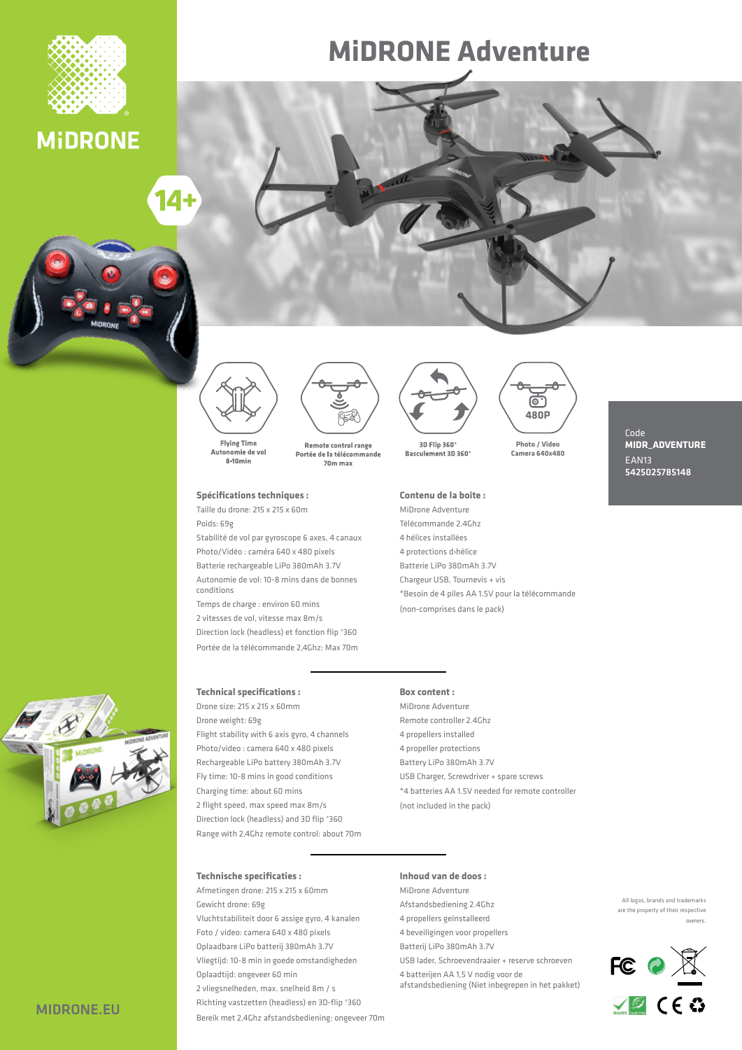# MiDRONE Adventure

MiDRONE

14+

Flying Time
Autonomie de vol
8-10min

Remote control range
Portée de la télécommande
70m max

3D Flip 360°
Basculement 3D 360°

Photo / Video
Camera 640x480

480P

Code
**MIDR_ADVENTURE**
EAN13
**5425025785148**

**Spécifications techniques :**

Taille du drone: 215 x 215 x 60m
Poids: 69g
Stabilité de vol par gyroscope 6 axes, 4 canaux
Photo/Vidéo : caméra 640 x 480 pixels
Batterie rechargeable LiPo 380mAh 3.7V
Autonomie de vol: 10-8 mins dans de bonnes conditions
Temps de charge : environ 60 mins
2 vitesses de vol, vitesse max 8m/s
Direction lock (headless) et fonction flip °360
Portée de la télécommande 2,4Ghz: Max 70m

**Contenu de la boîte :**

MiDrone Adventure
Télécommande 2.4Ghz
4 hélices installées
4 protections d›hélice
Batterie LiPo 380mAh 3.7V
Chargeur USB, Tournevis + vis
*Besoin de 4 piles AA 1.5V pour la télécommande (non-comprises dans le pack)

**Technical specifications :**

Drone size: 215 x 215 x 60mm
Drone weight: 69g
Flight stability with 6 axis gyro, 4 channels
Photo/video : camera 640 x 480 pixels
Rechargeable LiPo battery 380mAh 3.7V
Fly time: 10-8 mins in good conditions
Charging time: about 60 mins
2 flight speed, max speed max 8m/s
Direction lock (headless) and 3D flip °360
Range with 2,4Ghz remote control: about 70m

**Box content :**

MiDrone Adventure
Remote controller 2.4Ghz
4 propellers installed
4 propeller protections
Battery LiPo 380mAh 3.7V
USB Charger, Screwdriver + spare screws
*4 batteries AA 1.5V needed for remote controller (not included in the pack)

**Technische specificaties :**

Afmetingen drone: 215 x 215 x 60mm
Gewicht drone: 69g
Vluchtstabiliteit door 6 assige gyro, 4 kanalen
Foto / video: camera 640 x 480 pixels
Oplaadbare LiPo batterij 380mAh 3.7V
Vliegtijd: 10-8 min in goede omstandigheden
Oplaadtijd: ongeveer 60 min
2 vliegsnelheden, max. snelheid 8m / s
Richting vastzetten (headless) en 3D-flip °360
Bereik met 2,4Ghz afstandsbediening: ongeveer 70m

**Inhoud van de doos :**

MiDrone Adventure
Afstandsbediening 2.4Ghz
4 propellers geïnstalleerd
4 beveiligingen voor propellers
Batterij LiPo 380mAh 3.7V
USB lader, Schroevendraaier + reserve schroeven
4 batterijen AA 1,5 V nodig voor de afstandsbediening (Niet inbegrepen in het pakket)

All logos, brands and trademarks are the property of their respective owners.

MIDRONE.EU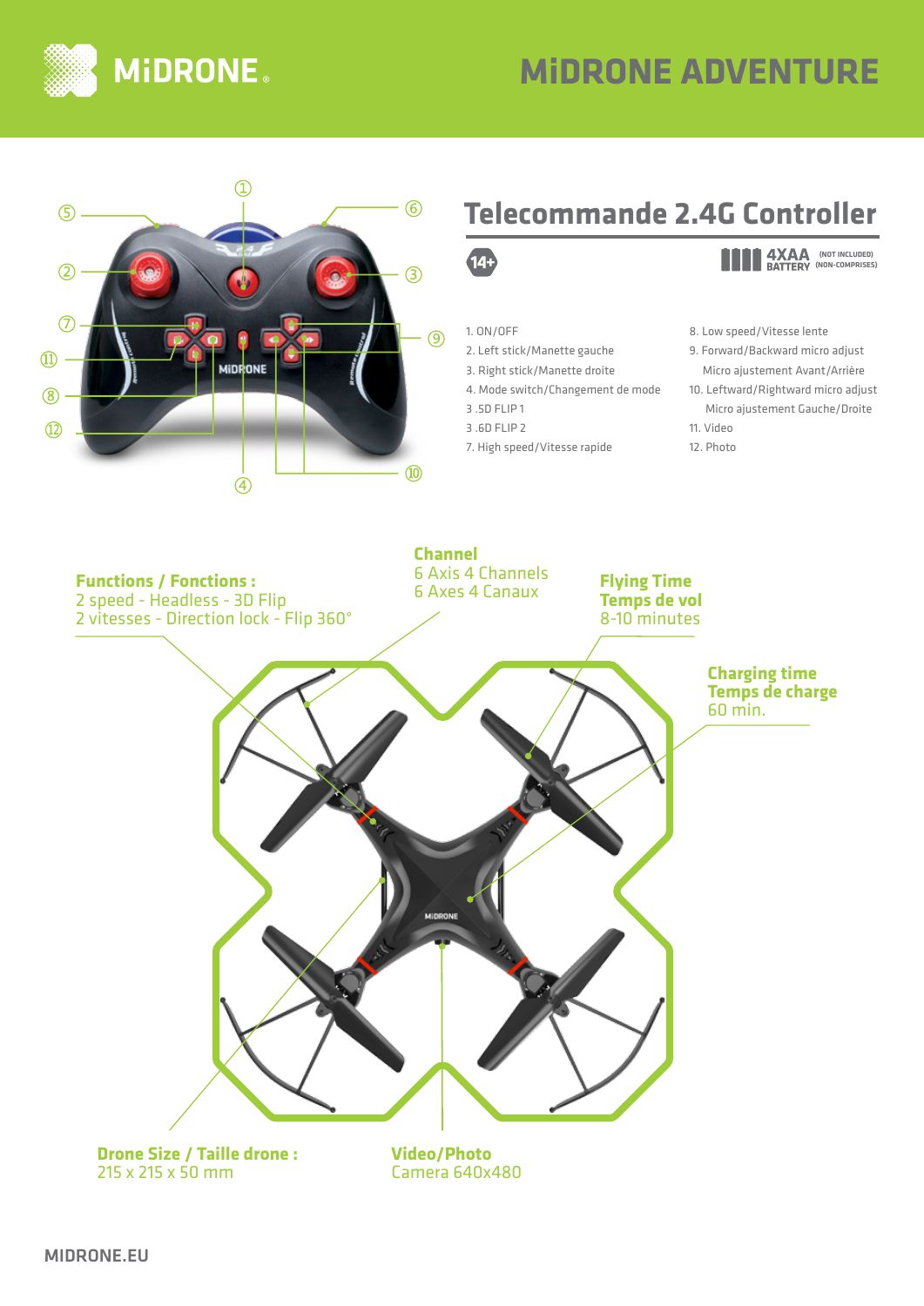# MiDRONE ADVENTURE

## Telecommande 2.4G Controller

14+

4XAA BATTERY (NOT INCLUDED) (NON-COMPRISES)

1. ON/OFF
2. Left stick/Manette gauche
3. Right stick/Manette droite
4. Mode switch/Changement de mode
3 .5D FLIP 1
3 .6D FLIP 2
7. High speed/Vitesse rapide
8. Low speed/Vitesse lente
9. Forward/Backward micro adjust
   Micro ajustement Avant/Arrière
10. Leftward/Rightward micro adjust
   Micro ajustement Gauche/Droite
11. Video
12. Photo

**Functions / Fonctions :**
2 speed - Headless - 3D Flip
2 vitesses - Direction lock - Flip 360°

**Channel**
6 Axis 4 Channels
6 Axes 4 Canaux

**Flying Time**
**Temps de vol**
8-10 minutes

**Charging time**
**Temps de charge**
60 min.

**Drone Size / Taille drone :**
215 x 215 x 50 mm

**Video/Photo**
Camera 640x480

MIDRONE.EU